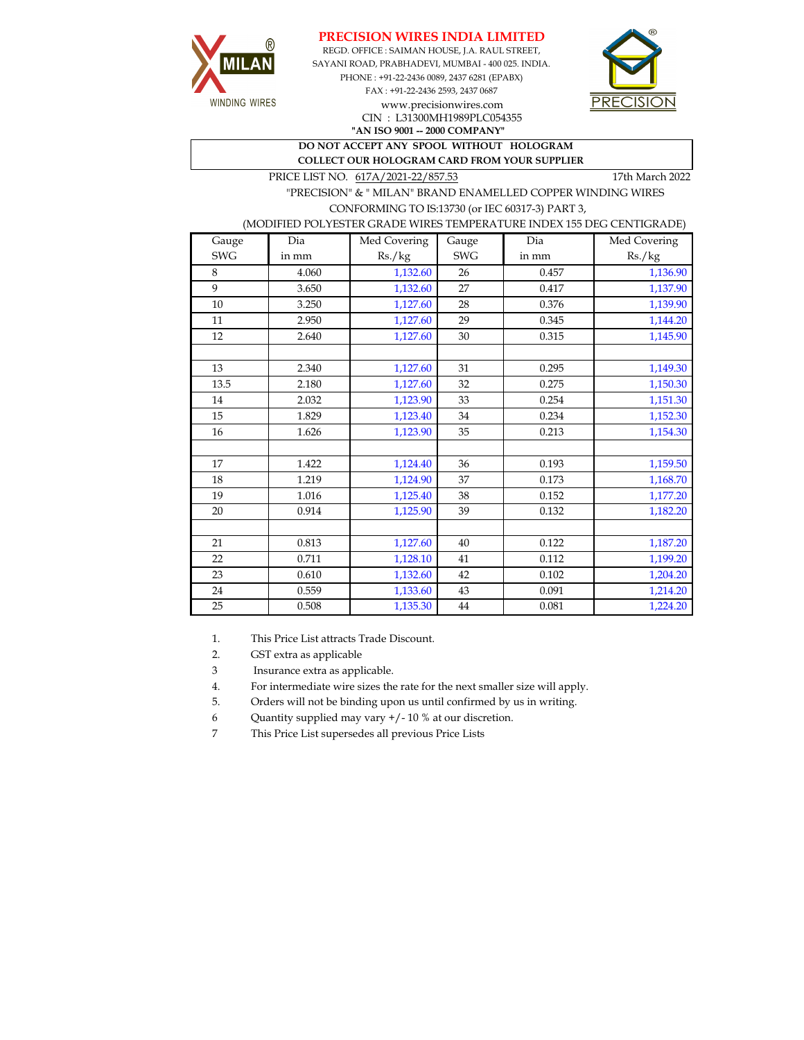# PRECISION WIRES INDIA LIMITED

REGD. OFFICE : SAIMAN HOUSE, J.A. RAUL STREET,
SAYANI ROAD, PRABHADEVI, MUMBAI - 400 025. INDIA.
PHONE : +91-22-2436 0089, 2437 6281 (EPABX)
FAX : +91-22-2436 2593, 2437 0687
www.precisionwires.com
CIN : L31300MH1989PLC054355
**"AN ISO 9001 -- 2000 COMPANY"**

MILAN WINDING WIRES

PRECISION

**DO NOT ACCEPT ANY SPOOL WITHOUT HOLOGRAM**
**COLLECT OUR HOLOGRAM CARD FROM YOUR SUPPLIER**

PRICE LIST NO. 617A/2021-22/857.53 — 17th March 2022

"PRECISION" & " MILAN" BRAND ENAMELLED COPPER WINDING WIRES
CONFORMING TO IS:13730 (or IEC 60317-3) PART 3,
(MODIFIED POLYESTER GRADE WIRES TEMPERATURE INDEX 155 DEG CENTIGRADE)

| Gauge SWG | Dia in mm | Med Covering Rs./kg | Gauge SWG | Dia in mm | Med Covering Rs./kg |
|---|---|---|---|---|---|
| 8 | 4.060 | 1,132.60 | 26 | 0.457 | 1,136.90 |
| 9 | 3.650 | 1,132.60 | 27 | 0.417 | 1,137.90 |
| 10 | 3.250 | 1,127.60 | 28 | 0.376 | 1,139.90 |
| 11 | 2.950 | 1,127.60 | 29 | 0.345 | 1,144.20 |
| 12 | 2.640 | 1,127.60 | 30 | 0.315 | 1,145.90 |
| | | | | | |
| 13 | 2.340 | 1,127.60 | 31 | 0.295 | 1,149.30 |
| 13.5 | 2.180 | 1,127.60 | 32 | 0.275 | 1,150.30 |
| 14 | 2.032 | 1,123.90 | 33 | 0.254 | 1,151.30 |
| 15 | 1.829 | 1,123.40 | 34 | 0.234 | 1,152.30 |
| 16 | 1.626 | 1,123.90 | 35 | 0.213 | 1,154.30 |
| | | | | | |
| 17 | 1.422 | 1,124.40 | 36 | 0.193 | 1,159.50 |
| 18 | 1.219 | 1,124.90 | 37 | 0.173 | 1,168.70 |
| 19 | 1.016 | 1,125.40 | 38 | 0.152 | 1,177.20 |
| 20 | 0.914 | 1,125.90 | 39 | 0.132 | 1,182.20 |
| | | | | | |
| 21 | 0.813 | 1,127.60 | 40 | 0.122 | 1,187.20 |
| 22 | 0.711 | 1,128.10 | 41 | 0.112 | 1,199.20 |
| 23 | 0.610 | 1,132.60 | 42 | 0.102 | 1,204.20 |
| 24 | 0.559 | 1,133.60 | 43 | 0.091 | 1,214.20 |
| 25 | 0.508 | 1,135.30 | 44 | 0.081 | 1,224.20 |

1. This Price List attracts Trade Discount.
2. GST extra as applicable
3. Insurance extra as applicable.
4. For intermediate wire sizes the rate for the next smaller size will apply.
5. Orders will not be binding upon us until confirmed by us in writing.
6. Quantity supplied may vary +/- 10 % at our discretion.
7. This Price List supersedes all previous Price Lists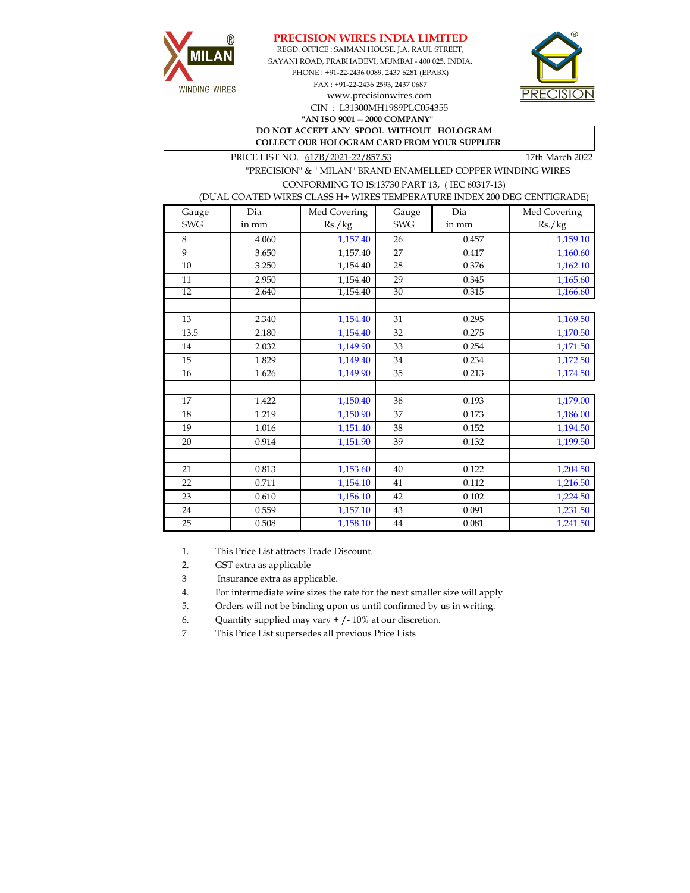**PRECISION WIRES INDIA LIMITED**

REGD. OFFICE : SAIMAN HOUSE, J.A. RAUL STREET,
SAYANI ROAD, PRABHADEVI, MUMBAI - 400 025. INDIA.
PHONE : +91-22-2436 0089, 2437 6281 (EPABX)
FAX : +91-22-2436 2593, 2437 0687
www.precisionwires.com
CIN : L31300MH1989PLC054355

**"AN ISO 9001 -- 2000 COMPANY"**

**DO NOT ACCEPT ANY SPOOL WITHOUT HOLOGRAM**
**COLLECT OUR HOLOGRAM CARD FROM YOUR SUPPLIER**

PRICE LIST NO. 617B/2021-22/857.53 — 17th March 2022

"PRECISION" & " MILAN" BRAND ENAMELLED COPPER WINDING WIRES
CONFORMING TO IS:13730 PART 13, ( IEC 60317-13)
(DUAL COATED WIRES CLASS H+ WIRES TEMPERATURE INDEX 200 DEG CENTIGRADE)

| Gauge SWG | Dia in mm | Med Covering Rs./kg | Gauge SWG | Dia in mm | Med Covering Rs./kg |
|---|---|---|---|---|---|
| 8 | 4.060 | 1,157.40 | 26 | 0.457 | 1,159.10 |
| 9 | 3.650 | 1,157.40 | 27 | 0.417 | 1,160.60 |
| 10 | 3.250 | 1,154.40 | 28 | 0.376 | 1,162.10 |
| 11 | 2.950 | 1,154.40 | 29 | 0.345 | 1,165.60 |
| 12 | 2.640 | 1,154.40 | 30 | 0.315 | 1,166.60 |
| | | | | | |
| 13 | 2.340 | 1,154.40 | 31 | 0.295 | 1,169.50 |
| 13.5 | 2.180 | 1,154.40 | 32 | 0.275 | 1,170.50 |
| 14 | 2.032 | 1,149.90 | 33 | 0.254 | 1,171.50 |
| 15 | 1.829 | 1,149.40 | 34 | 0.234 | 1,172.50 |
| 16 | 1.626 | 1,149.90 | 35 | 0.213 | 1,174.50 |
| | | | | | |
| 17 | 1.422 | 1,150.40 | 36 | 0.193 | 1,179.00 |
| 18 | 1.219 | 1,150.90 | 37 | 0.173 | 1,186.00 |
| 19 | 1.016 | 1,151.40 | 38 | 0.152 | 1,194.50 |
| 20 | 0.914 | 1,151.90 | 39 | 0.132 | 1,199.50 |
| | | | | | |
| 21 | 0.813 | 1,153.60 | 40 | 0.122 | 1,204.50 |
| 22 | 0.711 | 1,154.10 | 41 | 0.112 | 1,216.50 |
| 23 | 0.610 | 1,156.10 | 42 | 0.102 | 1,224.50 |
| 24 | 0.559 | 1,157.10 | 43 | 0.091 | 1,231.50 |
| 25 | 0.508 | 1,158.10 | 44 | 0.081 | 1,241.50 |

1. This Price List attracts Trade Discount.
2. GST extra as applicable
3. Insurance extra as applicable.
4. For intermediate wire sizes the rate for the next smaller size will apply
5. Orders will not be binding upon us until confirmed by us in writing.
6. Quantity supplied may vary + / - 10% at our discretion.
7. This Price List supersedes all previous Price Lists